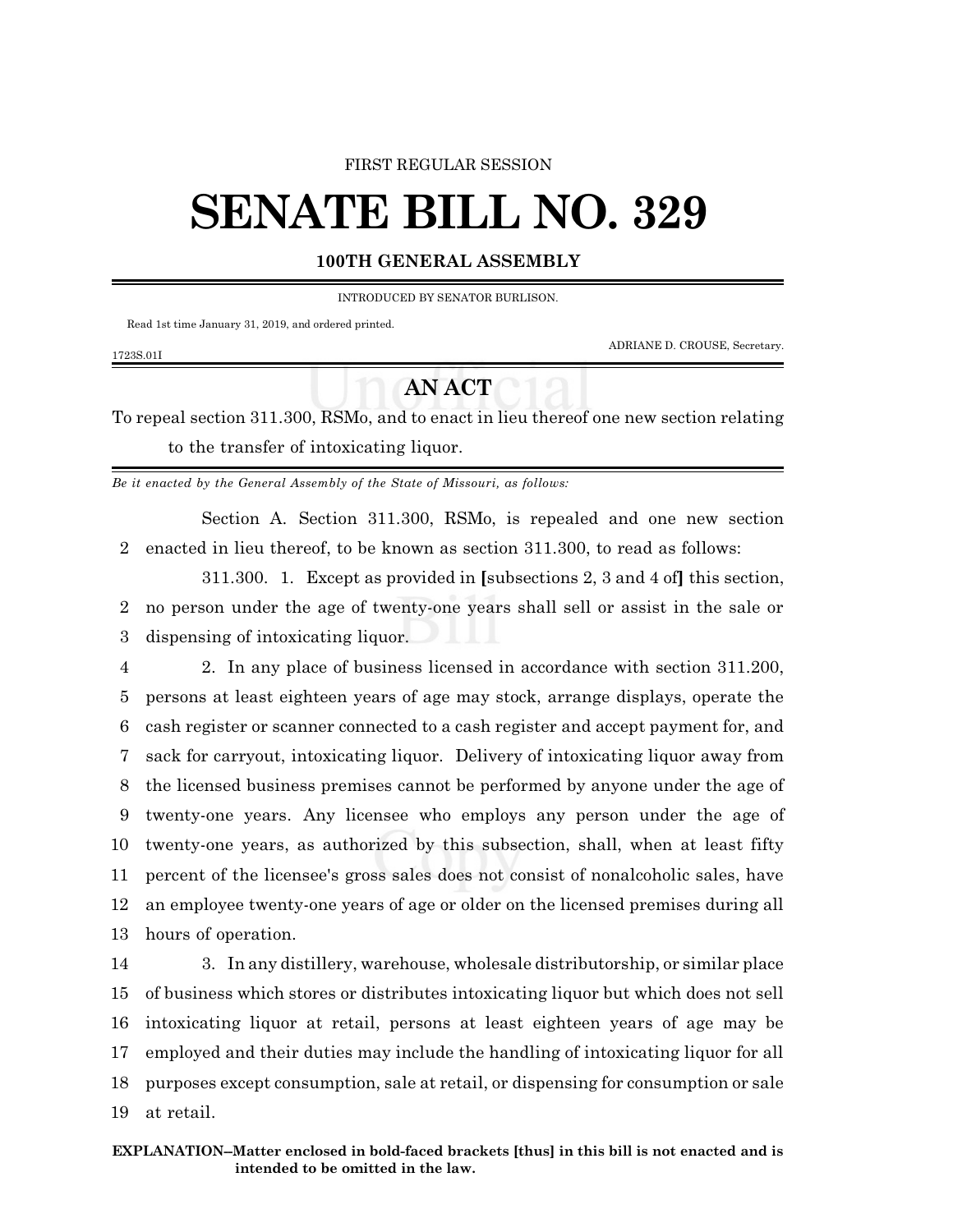FIRST REGULAR SESSION

# SENATE BILL NO. 329

### 100TH GENERAL ASSEMBLY

INTRODUCED BY SENATOR BURLISON.

Read 1st time January 31, 2019, and ordered printed.

ADRIANE D. CROUSE, Secretary.

1723S.01I

## AN ACT

To repeal section 311.300, RSMo, and to enact in lieu thereof one new section relating to the transfer of intoxicating liquor.

*Be it enacted by the General Assembly of the State of Missouri, as follows:*

Section A. Section 311.300, RSMo, is repealed and one new section enacted in lieu thereof, to be known as section 311.300, to read as follows:

311.300. 1. Except as provided in **[**subsections 2, 3 and 4 of**]** this section, no person under the age of twenty-one years shall sell or assist in the sale or dispensing of intoxicating liquor.

2. In any place of business licensed in accordance with section 311.200, persons at least eighteen years of age may stock, arrange displays, operate the cash register or scanner connected to a cash register and accept payment for, and sack for carryout, intoxicating liquor. Delivery of intoxicating liquor away from the licensed business premises cannot be performed by anyone under the age of twenty-one years. Any licensee who employs any person under the age of twenty-one years, as authorized by this subsection, shall, when at least fifty percent of the licensee's gross sales does not consist of nonalcoholic sales, have an employee twenty-one years of age or older on the licensed premises during all hours of operation.

3. In any distillery, warehouse, wholesale distributorship, or similar place of business which stores or distributes intoxicating liquor but which does not sell intoxicating liquor at retail, persons at least eighteen years of age may be employed and their duties may include the handling of intoxicating liquor for all purposes except consumption, sale at retail, or dispensing for consumption or sale at retail.

**EXPLANATION–Matter enclosed in bold-faced brackets [thus] in this bill is not enacted and is intended to be omitted in the law.**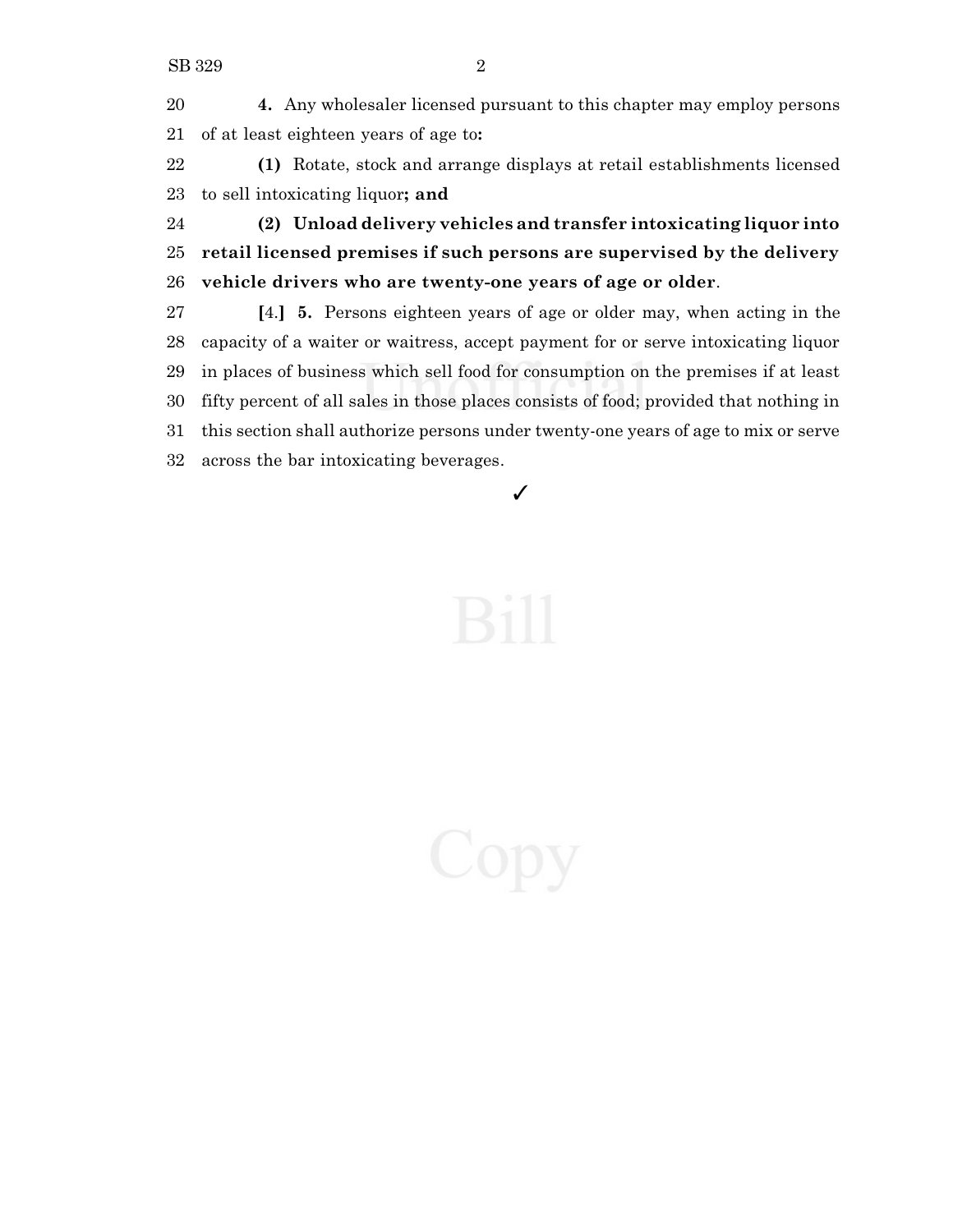**4.** Any wholesaler licensed pursuant to this chapter may employ persons of at least eighteen years of age to**:**

**(1)** Rotate, stock and arrange displays at retail establishments licensed to sell intoxicating liquor**; and**

**(2) Unload delivery vehicles and transfer intoxicating liquor into retail licensed premises if such persons are supervised by the delivery vehicle drivers who are twenty-one years of age or older**.

**[**4.**] 5.** Persons eighteen years of age or older may, when acting in the capacity of a waiter or waitress, accept payment for or serve intoxicating liquor in places of business which sell food for consumption on the premises if at least fifty percent of all sales in those places consists of food; provided that nothing in this section shall authorize persons under twenty-one years of age to mix or serve across the bar intoxicating beverages.

✓